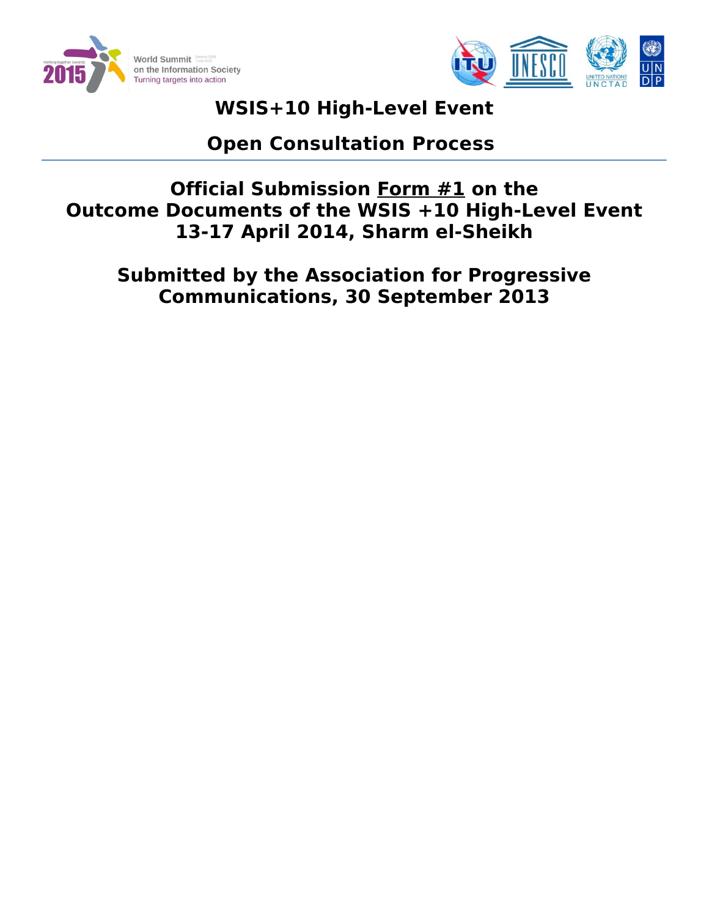# WSIS+10 High-Level Event

## Open Consultation Process

## Official Submission Form #1 on the Outcome Documents of the WSIS +10 High-Level Event 13-17 April 2014, Sharm el-Sheikh

## Submitted by the Association for Progressive Communications, 30 September 2013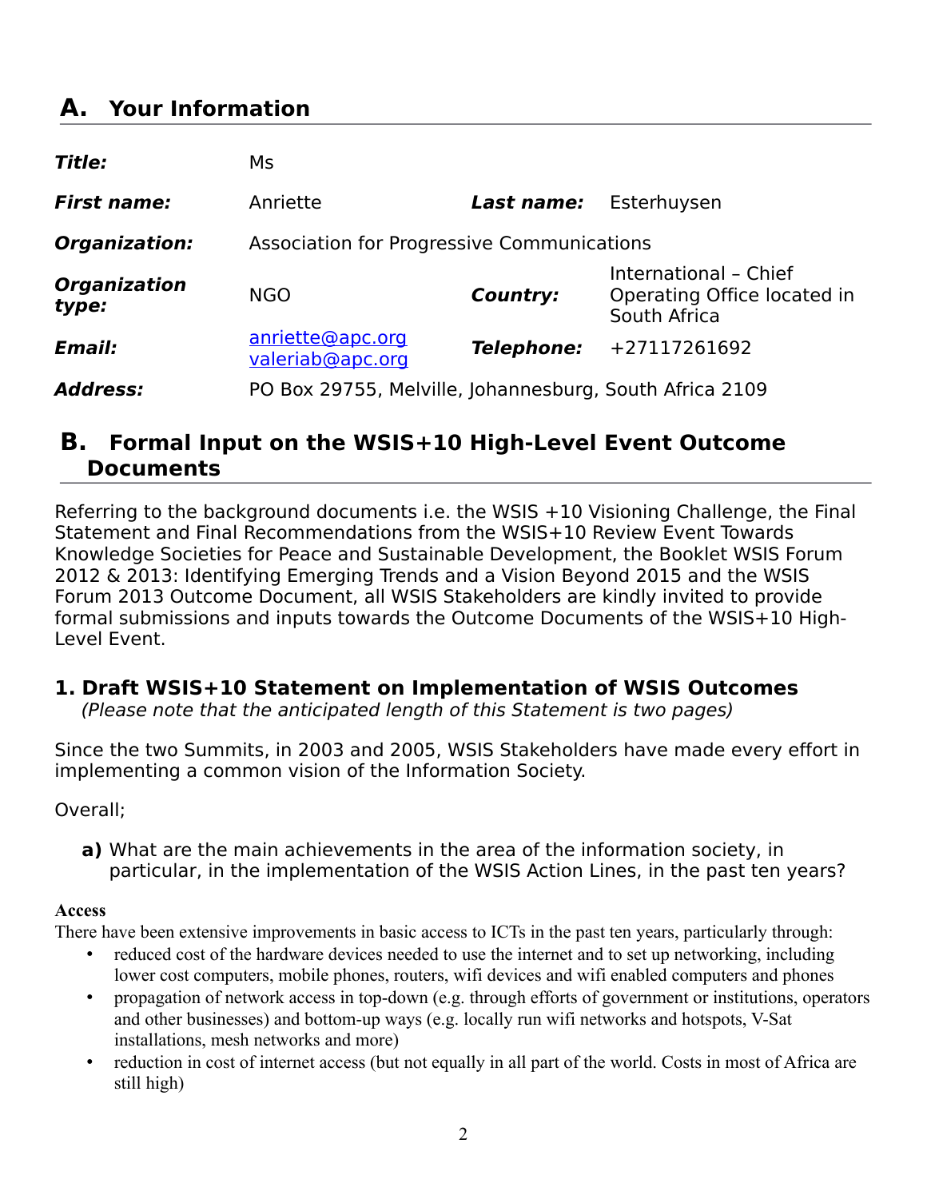## A. Your Information

| | | | |
|---|---|---|---|
| ***Title:*** | Ms | | |
| ***First name:*** | Anriette | ***Last name:*** | Esterhuysen |
| ***Organization:*** | Association for Progressive Communications | | |
| ***Organization type:*** | NGO | ***Country:*** | International – Chief Operating Office located in South Africa |
| ***Email:*** | anriette@apc.org valeriab@apc.org | ***Telephone:*** | +27117261692 |
| ***Address:*** | PO Box 29755, Melville, Johannesburg, South Africa 2109 | | |

## B. Formal Input on the WSIS+10 High-Level Event Outcome Documents

Referring to the background documents i.e. the WSIS +10 Visioning Challenge, the Final Statement and Final Recommendations from the WSIS+10 Review Event Towards Knowledge Societies for Peace and Sustainable Development, the Booklet WSIS Forum 2012 & 2013: Identifying Emerging Trends and a Vision Beyond 2015 and the WSIS Forum 2013 Outcome Document, all WSIS Stakeholders are kindly invited to provide formal submissions and inputs towards the Outcome Documents of the WSIS+10 High-Level Event.

### 1. Draft WSIS+10 Statement on Implementation of WSIS Outcomes

*(Please note that the anticipated length of this Statement is two pages)*

Since the two Summits, in 2003 and 2005, WSIS Stakeholders have made every effort in implementing a common vision of the Information Society.

Overall;

**a)** What are the main achievements in the area of the information society, in particular, in the implementation of the WSIS Action Lines, in the past ten years?

**Access**

There have been extensive improvements in basic access to ICTs in the past ten years, particularly through:

- reduced cost of the hardware devices needed to use the internet and to set up networking, including lower cost computers, mobile phones, routers, wifi devices and wifi enabled computers and phones
- propagation of network access in top-down (e.g. through efforts of government or institutions, operators and other businesses) and bottom-up ways (e.g. locally run wifi networks and hotspots, V-Sat installations, mesh networks and more)
- reduction in cost of internet access (but not equally in all part of the world. Costs in most of Africa are still high)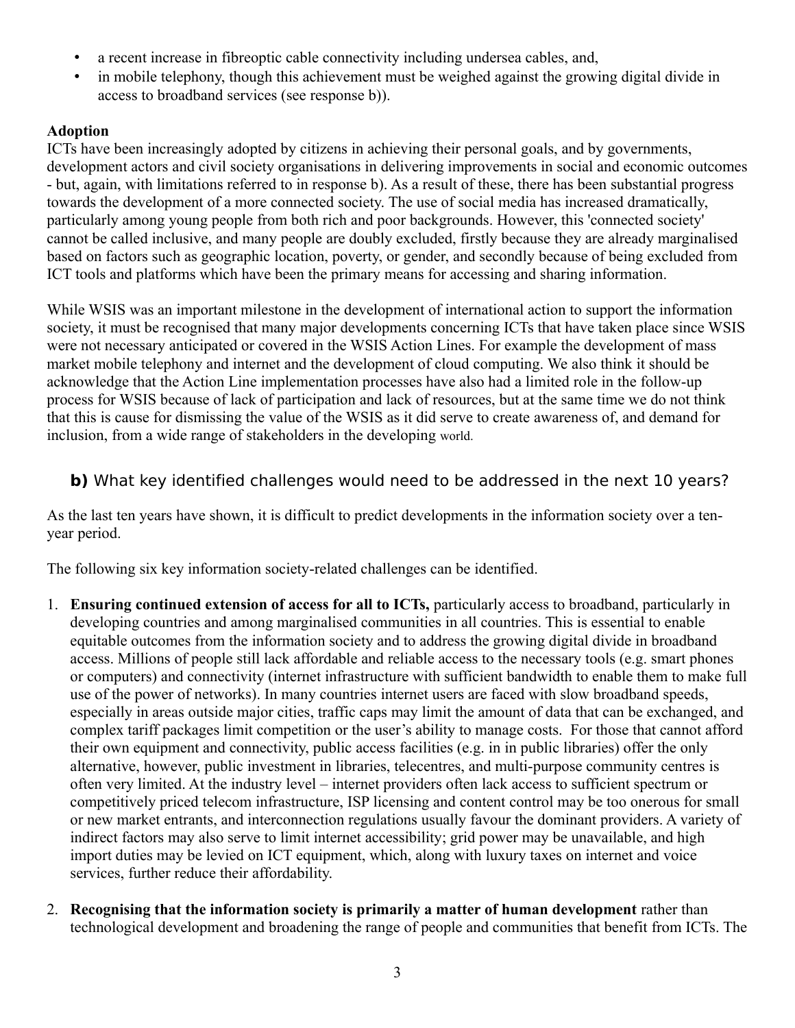- a recent increase in fibreoptic cable connectivity including undersea cables, and,
- in mobile telephony, though this achievement must be weighed against the growing digital divide in access to broadband services (see response b)).

**Adoption**

ICTs have been increasingly adopted by citizens in achieving their personal goals, and by governments, development actors and civil society organisations in delivering improvements in social and economic outcomes - but, again, with limitations referred to in response b). As a result of these, there has been substantial progress towards the development of a more connected society. The use of social media has increased dramatically, particularly among young people from both rich and poor backgrounds. However, this 'connected society' cannot be called inclusive, and many people are doubly excluded, firstly because they are already marginalised based on factors such as geographic location, poverty, or gender, and secondly because of being excluded from ICT tools and platforms which have been the primary means for accessing and sharing information.

While WSIS was an important milestone in the development of international action to support the information society, it must be recognised that many major developments concerning ICTs that have taken place since WSIS were not necessary anticipated or covered in the WSIS Action Lines. For example the development of mass market mobile telephony and internet and the development of cloud computing. We also think it should be acknowledge that the Action Line implementation processes have also had a limited role in the follow-up process for WSIS because of lack of participation and lack of resources, but at the same time we do not think that this is cause for dismissing the value of the WSIS as it did serve to create awareness of, and demand for inclusion, from a wide range of stakeholders in the developing world.

## **b)** What key identified challenges would need to be addressed in the next 10 years?

As the last ten years have shown, it is difficult to predict developments in the information society over a ten-year period.

The following six key information society-related challenges can be identified.

1. **Ensuring continued extension of access for all to ICTs,** particularly access to broadband, particularly in developing countries and among marginalised communities in all countries. This is essential to enable equitable outcomes from the information society and to address the growing digital divide in broadband access. Millions of people still lack affordable and reliable access to the necessary tools (e.g. smart phones or computers) and connectivity (internet infrastructure with sufficient bandwidth to enable them to make full use of the power of networks). In many countries internet users are faced with slow broadband speeds, especially in areas outside major cities, traffic caps may limit the amount of data that can be exchanged, and complex tariff packages limit competition or the user's ability to manage costs. For those that cannot afford their own equipment and connectivity, public access facilities (e.g. in in public libraries) offer the only alternative, however, public investment in libraries, telecentres, and multi-purpose community centres is often very limited. At the industry level – internet providers often lack access to sufficient spectrum or competitively priced telecom infrastructure, ISP licensing and content control may be too onerous for small or new market entrants, and interconnection regulations usually favour the dominant providers. A variety of indirect factors may also serve to limit internet accessibility; grid power may be unavailable, and high import duties may be levied on ICT equipment, which, along with luxury taxes on internet and voice services, further reduce their affordability.

2. **Recognising that the information society is primarily a matter of human development** rather than technological development and broadening the range of people and communities that benefit from ICTs. The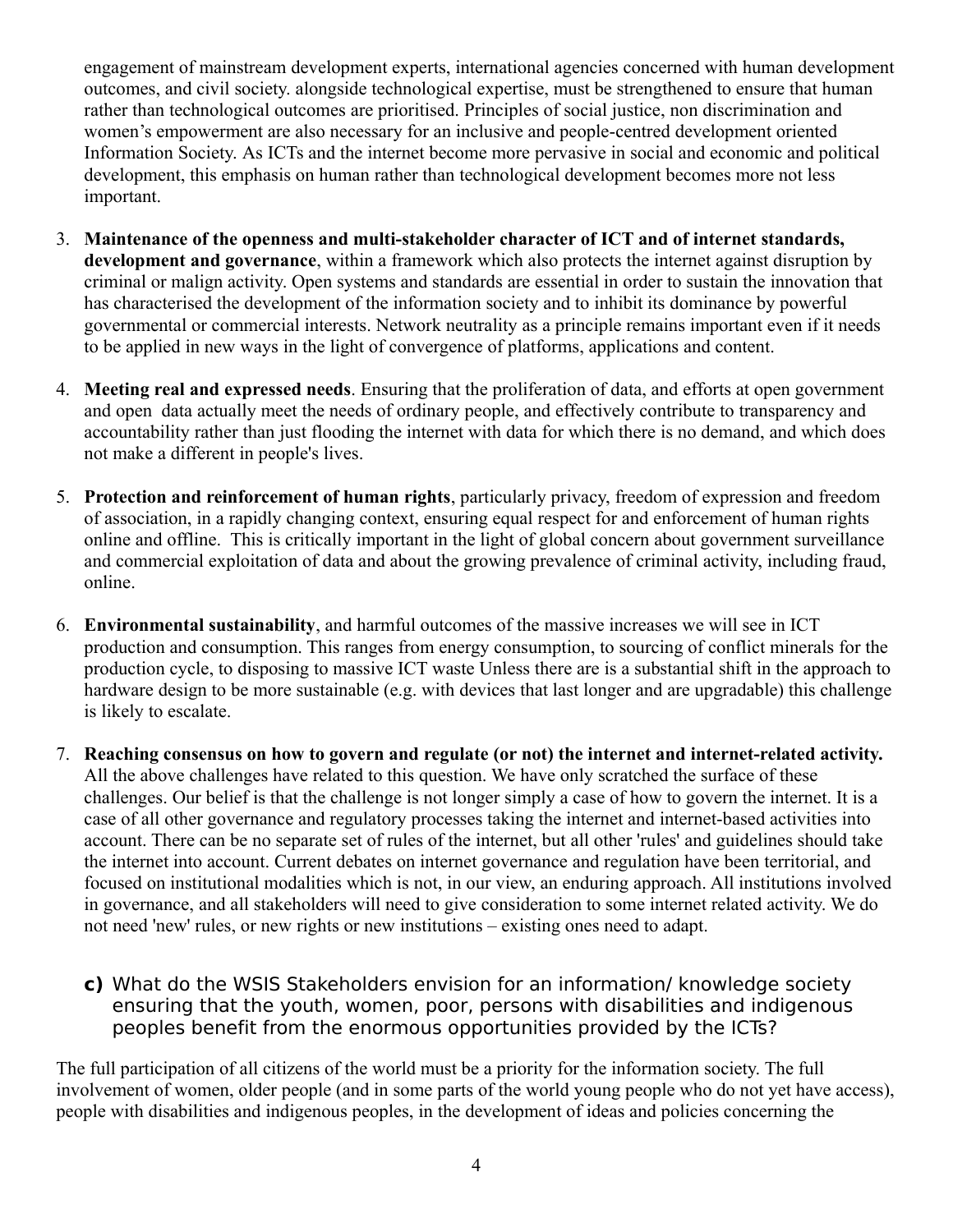engagement of mainstream development experts, international agencies concerned with human development outcomes, and civil society. alongside technological expertise, must be strengthened to ensure that human rather than technological outcomes are prioritised. Principles of social justice, non discrimination and women's empowerment are also necessary for an inclusive and people-centred development oriented Information Society. As ICTs and the internet become more pervasive in social and economic and political development, this emphasis on human rather than technological development becomes more not less important.

3. **Maintenance of the openness and multi-stakeholder character of ICT and of internet standards, development and governance**, within a framework which also protects the internet against disruption by criminal or malign activity. Open systems and standards are essential in order to sustain the innovation that has characterised the development of the information society and to inhibit its dominance by powerful governmental or commercial interests. Network neutrality as a principle remains important even if it needs to be applied in new ways in the light of convergence of platforms, applications and content.

4. **Meeting real and expressed needs**. Ensuring that the proliferation of data, and efforts at open government and open data actually meet the needs of ordinary people, and effectively contribute to transparency and accountability rather than just flooding the internet with data for which there is no demand, and which does not make a different in people's lives.

5. **Protection and reinforcement of human rights**, particularly privacy, freedom of expression and freedom of association, in a rapidly changing context, ensuring equal respect for and enforcement of human rights online and offline. This is critically important in the light of global concern about government surveillance and commercial exploitation of data and about the growing prevalence of criminal activity, including fraud, online.

6. **Environmental sustainability**, and harmful outcomes of the massive increases we will see in ICT production and consumption. This ranges from energy consumption, to sourcing of conflict minerals for the production cycle, to disposing to massive ICT waste Unless there are is a substantial shift in the approach to hardware design to be more sustainable (e.g. with devices that last longer and are upgradable) this challenge is likely to escalate.

7. **Reaching consensus on how to govern and regulate (or not) the internet and internet-related activity.** All the above challenges have related to this question. We have only scratched the surface of these challenges. Our belief is that the challenge is not longer simply a case of how to govern the internet. It is a case of all other governance and regulatory processes taking the internet and internet-based activities into account. There can be no separate set of rules of the internet, but all other 'rules' and guidelines should take the internet into account. Current debates on internet governance and regulation have been territorial, and focused on institutional modalities which is not, in our view, an enduring approach. All institutions involved in governance, and all stakeholders will need to give consideration to some internet related activity. We do not need 'new' rules, or new rights or new institutions – existing ones need to adapt.

### c) What do the WSIS Stakeholders envision for an information/ knowledge society ensuring that the youth, women, poor, persons with disabilities and indigenous peoples benefit from the enormous opportunities provided by the ICTs?

The full participation of all citizens of the world must be a priority for the information society. The full involvement of women, older people (and in some parts of the world young people who do not yet have access), people with disabilities and indigenous peoples, in the development of ideas and policies concerning the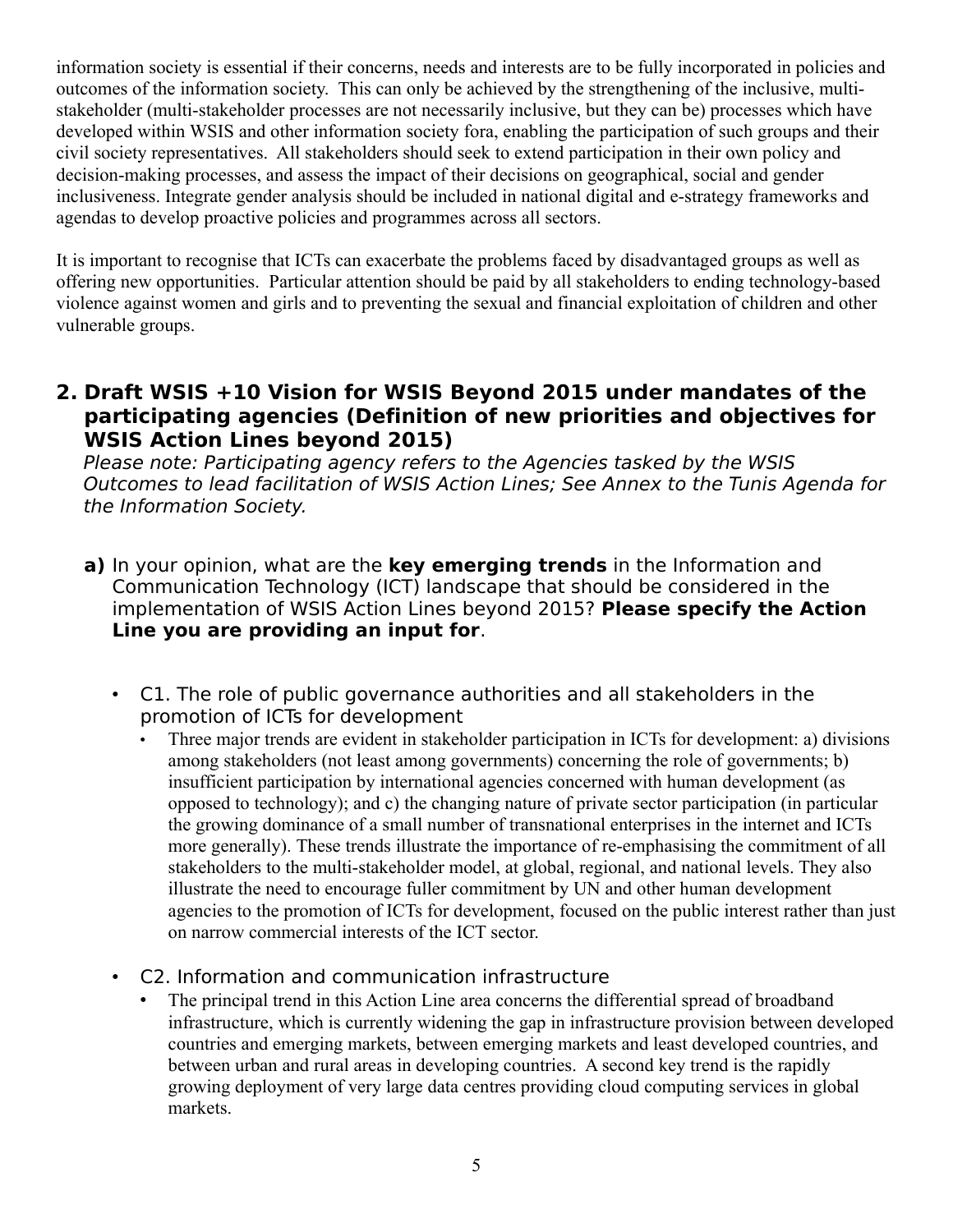information society is essential if their concerns, needs and interests are to be fully incorporated in policies and outcomes of the information society. This can only be achieved by the strengthening of the inclusive, multi-stakeholder (multi-stakeholder processes are not necessarily inclusive, but they can be) processes which have developed within WSIS and other information society fora, enabling the participation of such groups and their civil society representatives. All stakeholders should seek to extend participation in their own policy and decision-making processes, and assess the impact of their decisions on geographical, social and gender inclusiveness. Integrate gender analysis should be included in national digital and e-strategy frameworks and agendas to develop proactive policies and programmes across all sectors.

It is important to recognise that ICTs can exacerbate the problems faced by disadvantaged groups as well as offering new opportunities. Particular attention should be paid by all stakeholders to ending technology-based violence against women and girls and to preventing the sexual and financial exploitation of children and other vulnerable groups.

## 2. Draft WSIS +10 Vision for WSIS Beyond 2015 under mandates of the participating agencies (Definition of new priorities and objectives for WSIS Action Lines beyond 2015)

*Please note: Participating agency refers to the Agencies tasked by the WSIS Outcomes to lead facilitation of WSIS Action Lines; See Annex to the Tunis Agenda for the Information Society.*

**a)** In your opinion, what are the **key emerging trends** in the Information and Communication Technology (ICT) landscape that should be considered in the implementation of WSIS Action Lines beyond 2015? **Please specify the Action Line you are providing an input for**.

- C1. The role of public governance authorities and all stakeholders in the promotion of ICTs for development
  - Three major trends are evident in stakeholder participation in ICTs for development: a) divisions among stakeholders (not least among governments) concerning the role of governments; b) insufficient participation by international agencies concerned with human development (as opposed to technology); and c) the changing nature of private sector participation (in particular the growing dominance of a small number of transnational enterprises in the internet and ICTs more generally). These trends illustrate the importance of re-emphasising the commitment of all stakeholders to the multi-stakeholder model, at global, regional, and national levels. They also illustrate the need to encourage fuller commitment by UN and other human development agencies to the promotion of ICTs for development, focused on the public interest rather than just on narrow commercial interests of the ICT sector.

- C2. Information and communication infrastructure
  - The principal trend in this Action Line area concerns the differential spread of broadband infrastructure, which is currently widening the gap in infrastructure provision between developed countries and emerging markets, between emerging markets and least developed countries, and between urban and rural areas in developing countries. A second key trend is the rapidly growing deployment of very large data centres providing cloud computing services in global markets.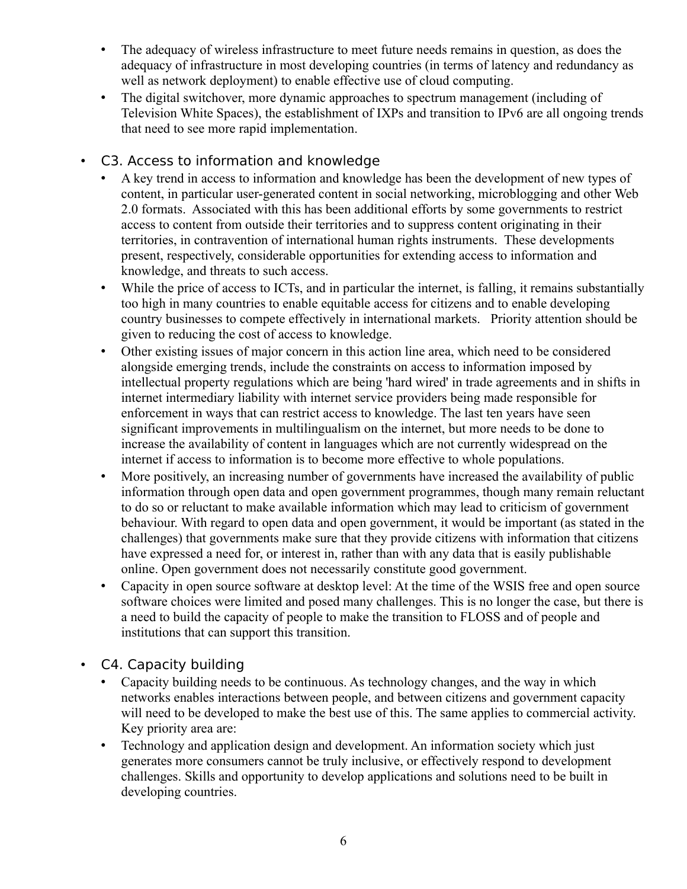- The adequacy of wireless infrastructure to meet future needs remains in question, as does the adequacy of infrastructure in most developing countries (in terms of latency and redundancy as well as network deployment) to enable effective use of cloud computing.
- The digital switchover, more dynamic approaches to spectrum management (including of Television White Spaces), the establishment of IXPs and transition to IPv6 are all ongoing trends that need to see more rapid implementation.

- C3. Access to information and knowledge
  - A key trend in access to information and knowledge has been the development of new types of content, in particular user-generated content in social networking, microblogging and other Web 2.0 formats. Associated with this has been additional efforts by some governments to restrict access to content from outside their territories and to suppress content originating in their territories, in contravention of international human rights instruments. These developments present, respectively, considerable opportunities for extending access to information and knowledge, and threats to such access.
  - While the price of access to ICTs, and in particular the internet, is falling, it remains substantially too high in many countries to enable equitable access for citizens and to enable developing country businesses to compete effectively in international markets. Priority attention should be given to reducing the cost of access to knowledge.
  - Other existing issues of major concern in this action line area, which need to be considered alongside emerging trends, include the constraints on access to information imposed by intellectual property regulations which are being 'hard wired' in trade agreements and in shifts in internet intermediary liability with internet service providers being made responsible for enforcement in ways that can restrict access to knowledge. The last ten years have seen significant improvements in multilingualism on the internet, but more needs to be done to increase the availability of content in languages which are not currently widespread on the internet if access to information is to become more effective to whole populations.
  - More positively, an increasing number of governments have increased the availability of public information through open data and open government programmes, though many remain reluctant to do so or reluctant to make available information which may lead to criticism of government behaviour. With regard to open data and open government, it would be important (as stated in the challenges) that governments make sure that they provide citizens with information that citizens have expressed a need for, or interest in, rather than with any data that is easily publishable online. Open government does not necessarily constitute good government.
  - Capacity in open source software at desktop level: At the time of the WSIS free and open source software choices were limited and posed many challenges. This is no longer the case, but there is a need to build the capacity of people to make the transition to FLOSS and of people and institutions that can support this transition.

- C4. Capacity building
  - Capacity building needs to be continuous. As technology changes, and the way in which networks enables interactions between people, and between citizens and government capacity will need to be developed to make the best use of this. The same applies to commercial activity. Key priority area are:
  - Technology and application design and development. An information society which just generates more consumers cannot be truly inclusive, or effectively respond to development challenges. Skills and opportunity to develop applications and solutions need to be built in developing countries.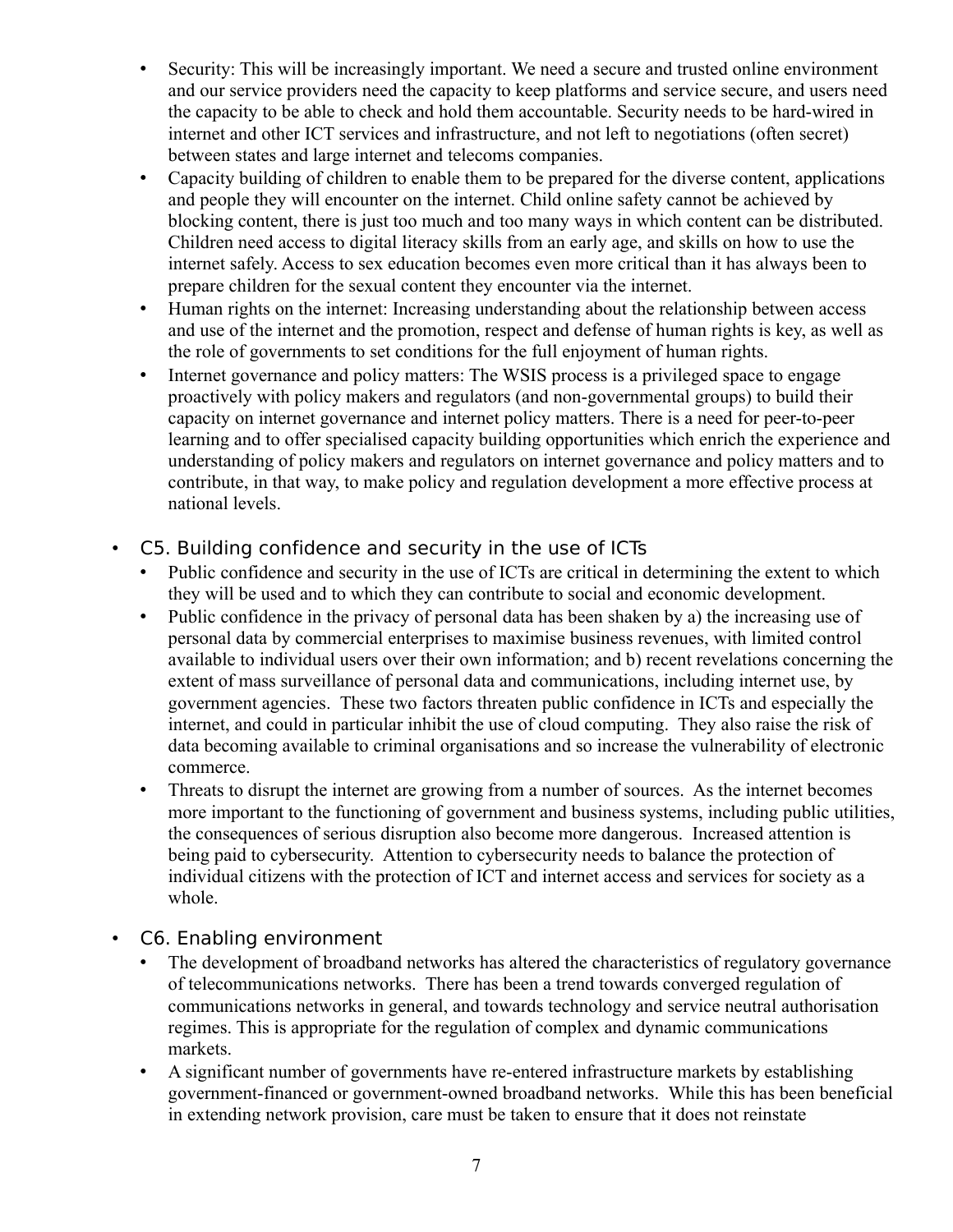- Security: This will be increasingly important. We need a secure and trusted online environment and our service providers need the capacity to keep platforms and service secure, and users need the capacity to be able to check and hold them accountable. Security needs to be hard-wired in internet and other ICT services and infrastructure, and not left to negotiations (often secret) between states and large internet and telecoms companies.
- Capacity building of children to enable them to be prepared for the diverse content, applications and people they will encounter on the internet. Child online safety cannot be achieved by blocking content, there is just too much and too many ways in which content can be distributed. Children need access to digital literacy skills from an early age, and skills on how to use the internet safely. Access to sex education becomes even more critical than it has always been to prepare children for the sexual content they encounter via the internet.
- Human rights on the internet: Increasing understanding about the relationship between access and use of the internet and the promotion, respect and defense of human rights is key, as well as the role of governments to set conditions for the full enjoyment of human rights.
- Internet governance and policy matters: The WSIS process is a privileged space to engage proactively with policy makers and regulators (and non-governmental groups) to build their capacity on internet governance and internet policy matters. There is a need for peer-to-peer learning and to offer specialised capacity building opportunities which enrich the experience and understanding of policy makers and regulators on internet governance and policy matters and to contribute, in that way, to make policy and regulation development a more effective process at national levels.

- C5. Building confidence and security in the use of ICTs
  - Public confidence and security in the use of ICTs are critical in determining the extent to which they will be used and to which they can contribute to social and economic development.
  - Public confidence in the privacy of personal data has been shaken by a) the increasing use of personal data by commercial enterprises to maximise business revenues, with limited control available to individual users over their own information; and b) recent revelations concerning the extent of mass surveillance of personal data and communications, including internet use, by government agencies. These two factors threaten public confidence in ICTs and especially the internet, and could in particular inhibit the use of cloud computing. They also raise the risk of data becoming available to criminal organisations and so increase the vulnerability of electronic commerce.
  - Threats to disrupt the internet are growing from a number of sources. As the internet becomes more important to the functioning of government and business systems, including public utilities, the consequences of serious disruption also become more dangerous. Increased attention is being paid to cybersecurity. Attention to cybersecurity needs to balance the protection of individual citizens with the protection of ICT and internet access and services for society as a whole.

- C6. Enabling environment
  - The development of broadband networks has altered the characteristics of regulatory governance of telecommunications networks. There has been a trend towards converged regulation of communications networks in general, and towards technology and service neutral authorisation regimes. This is appropriate for the regulation of complex and dynamic communications markets.
  - A significant number of governments have re-entered infrastructure markets by establishing government-financed or government-owned broadband networks. While this has been beneficial in extending network provision, care must be taken to ensure that it does not reinstate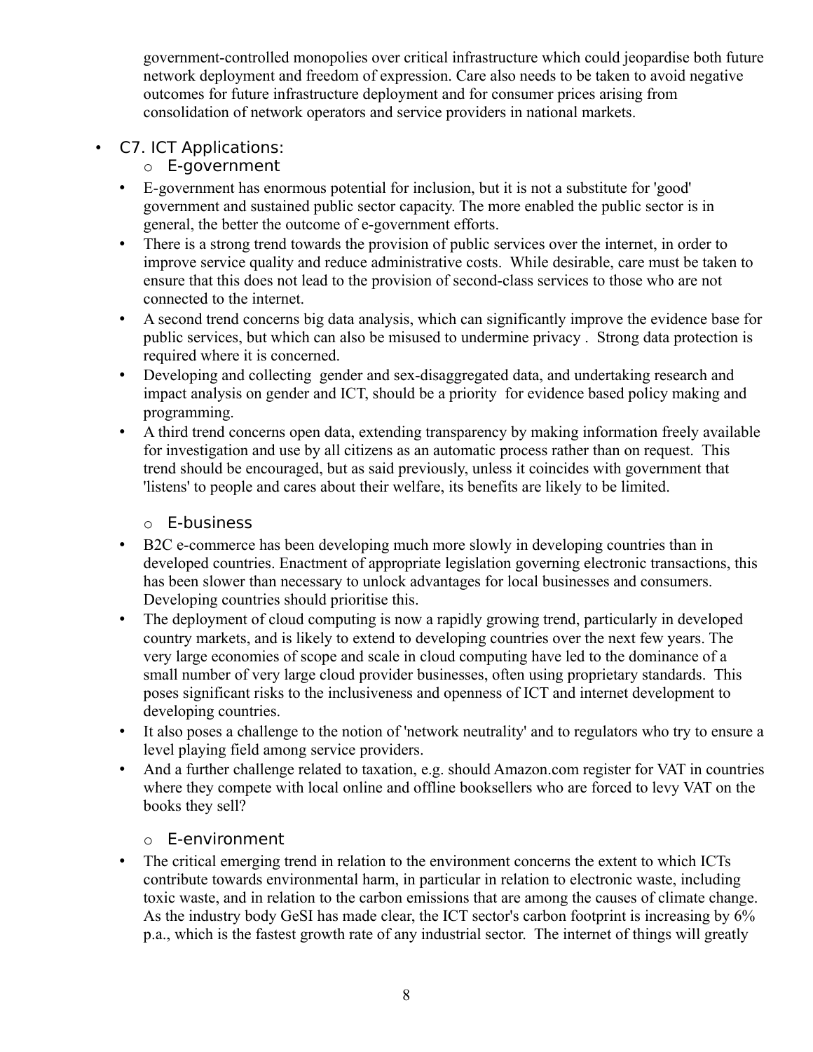government-controlled monopolies over critical infrastructure which could jeopardise both future network deployment and freedom of expression. Care also needs to be taken to avoid negative outcomes for future infrastructure deployment and for consumer prices arising from consolidation of network operators and service providers in national markets.

- C7. ICT Applications:
  - E-government

- E-government has enormous potential for inclusion, but it is not a substitute for 'good' government and sustained public sector capacity. The more enabled the public sector is in general, the better the outcome of e-government efforts.
- There is a strong trend towards the provision of public services over the internet, in order to improve service quality and reduce administrative costs. While desirable, care must be taken to ensure that this does not lead to the provision of second-class services to those who are not connected to the internet.
- A second trend concerns big data analysis, which can significantly improve the evidence base for public services, but which can also be misused to undermine privacy . Strong data protection is required where it is concerned.
- Developing and collecting gender and sex-disaggregated data, and undertaking research and impact analysis on gender and ICT, should be a priority for evidence based policy making and programming.
- A third trend concerns open data, extending transparency by making information freely available for investigation and use by all citizens as an automatic process rather than on request. This trend should be encouraged, but as said previously, unless it coincides with government that 'listens' to people and cares about their welfare, its benefits are likely to be limited.

  - E-business

- B2C e-commerce has been developing much more slowly in developing countries than in developed countries. Enactment of appropriate legislation governing electronic transactions, this has been slower than necessary to unlock advantages for local businesses and consumers. Developing countries should prioritise this.
- The deployment of cloud computing is now a rapidly growing trend, particularly in developed country markets, and is likely to extend to developing countries over the next few years. The very large economies of scope and scale in cloud computing have led to the dominance of a small number of very large cloud provider businesses, often using proprietary standards. This poses significant risks to the inclusiveness and openness of ICT and internet development to developing countries.
- It also poses a challenge to the notion of 'network neutrality' and to regulators who try to ensure a level playing field among service providers.
- And a further challenge related to taxation, e.g. should Amazon.com register for VAT in countries where they compete with local online and offline booksellers who are forced to levy VAT on the books they sell?

  - E-environment

- The critical emerging trend in relation to the environment concerns the extent to which ICTs contribute towards environmental harm, in particular in relation to electronic waste, including toxic waste, and in relation to the carbon emissions that are among the causes of climate change. As the industry body GeSI has made clear, the ICT sector's carbon footprint is increasing by 6% p.a., which is the fastest growth rate of any industrial sector. The internet of things will greatly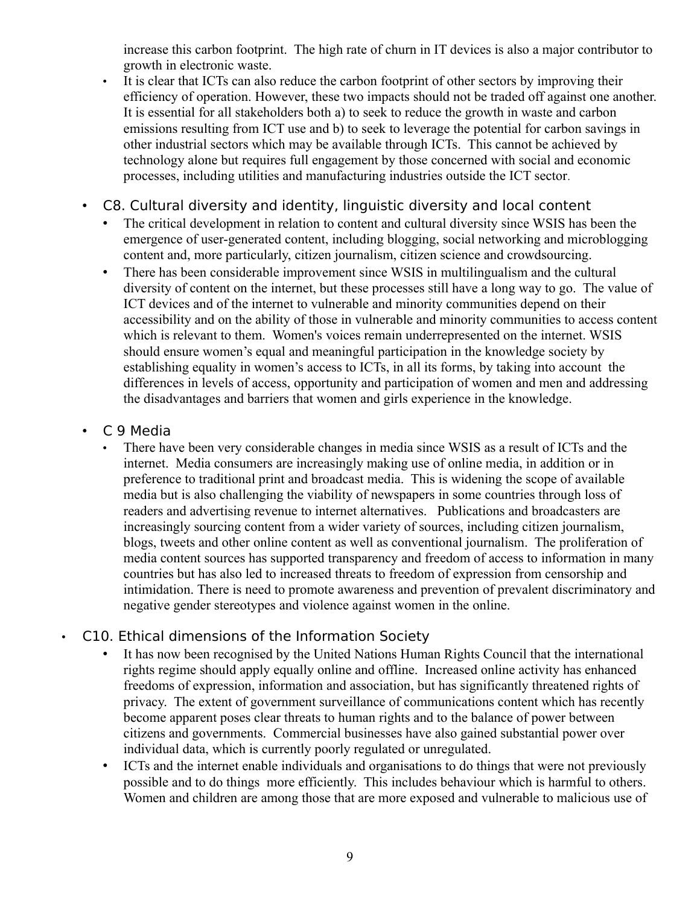increase this carbon footprint. The high rate of churn in IT devices is also a major contributor to growth in electronic waste.

- It is clear that ICTs can also reduce the carbon footprint of other sectors by improving their efficiency of operation. However, these two impacts should not be traded off against one another. It is essential for all stakeholders both a) to seek to reduce the growth in waste and carbon emissions resulting from ICT use and b) to seek to leverage the potential for carbon savings in other industrial sectors which may be available through ICTs. This cannot be achieved by technology alone but requires full engagement by those concerned with social and economic processes, including utilities and manufacturing industries outside the ICT sector.

- C8. Cultural diversity and identity, linguistic diversity and local content
  - The critical development in relation to content and cultural diversity since WSIS has been the emergence of user-generated content, including blogging, social networking and microblogging content and, more particularly, citizen journalism, citizen science and crowdsourcing.
  - There has been considerable improvement since WSIS in multilingualism and the cultural diversity of content on the internet, but these processes still have a long way to go. The value of ICT devices and of the internet to vulnerable and minority communities depend on their accessibility and on the ability of those in vulnerable and minority communities to access content which is relevant to them. Women's voices remain underrepresented on the internet. WSIS should ensure women's equal and meaningful participation in the knowledge society by establishing equality in women's access to ICTs, in all its forms, by taking into account the differences in levels of access, opportunity and participation of women and men and addressing the disadvantages and barriers that women and girls experience in the knowledge.

- C 9 Media
  - There have been very considerable changes in media since WSIS as a result of ICTs and the internet. Media consumers are increasingly making use of online media, in addition or in preference to traditional print and broadcast media. This is widening the scope of available media but is also challenging the viability of newspapers in some countries through loss of readers and advertising revenue to internet alternatives. Publications and broadcasters are increasingly sourcing content from a wider variety of sources, including citizen journalism, blogs, tweets and other online content as well as conventional journalism. The proliferation of media content sources has supported transparency and freedom of access to information in many countries but has also led to increased threats to freedom of expression from censorship and intimidation. There is need to promote awareness and prevention of prevalent discriminatory and negative gender stereotypes and violence against women in the online.

- C10. Ethical dimensions of the Information Society
  - It has now been recognised by the United Nations Human Rights Council that the international rights regime should apply equally online and offline. Increased online activity has enhanced freedoms of expression, information and association, but has significantly threatened rights of privacy. The extent of government surveillance of communications content which has recently become apparent poses clear threats to human rights and to the balance of power between citizens and governments. Commercial businesses have also gained substantial power over individual data, which is currently poorly regulated or unregulated.
  - ICTs and the internet enable individuals and organisations to do things that were not previously possible and to do things more efficiently. This includes behaviour which is harmful to others. Women and children are among those that are more exposed and vulnerable to malicious use of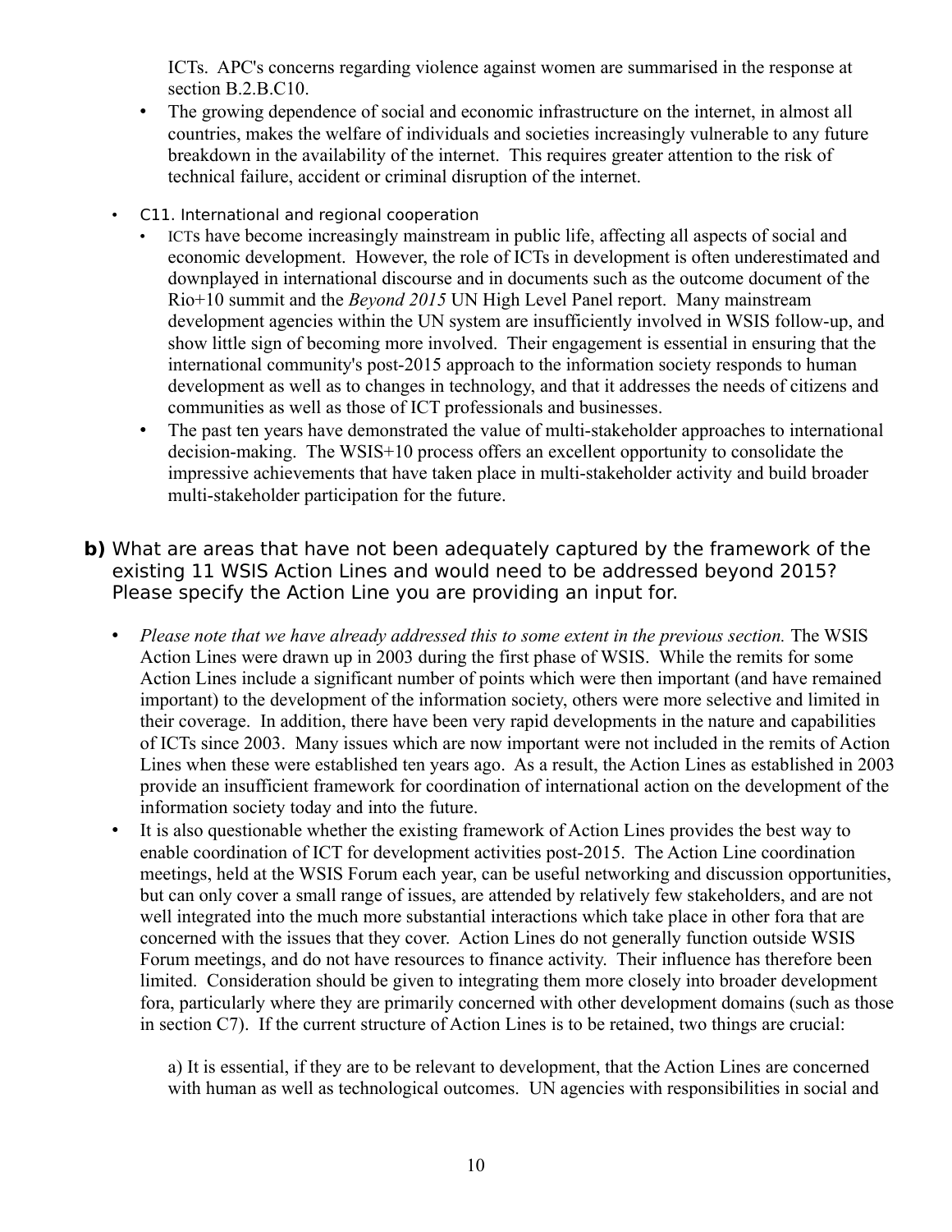ICTs. APC's concerns regarding violence against women are summarised in the response at section B.2.B.C10.

- The growing dependence of social and economic infrastructure on the internet, in almost all countries, makes the welfare of individuals and societies increasingly vulnerable to any future breakdown in the availability of the internet. This requires greater attention to the risk of technical failure, accident or criminal disruption of the internet.

- C11. International and regional cooperation
  - ICTs have become increasingly mainstream in public life, affecting all aspects of social and economic development. However, the role of ICTs in development is often underestimated and downplayed in international discourse and in documents such as the outcome document of the Rio+10 summit and the *Beyond 2015* UN High Level Panel report. Many mainstream development agencies within the UN system are insufficiently involved in WSIS follow-up, and show little sign of becoming more involved. Their engagement is essential in ensuring that the international community's post-2015 approach to the information society responds to human development as well as to changes in technology, and that it addresses the needs of citizens and communities as well as those of ICT professionals and businesses.
  - The past ten years have demonstrated the value of multi-stakeholder approaches to international decision-making. The WSIS+10 process offers an excellent opportunity to consolidate the impressive achievements that have taken place in multi-stakeholder activity and build broader multi-stakeholder participation for the future.

**b)** What are areas that have not been adequately captured by the framework of the existing 11 WSIS Action Lines and would need to be addressed beyond 2015? Please specify the Action Line you are providing an input for.

- *Please note that we have already addressed this to some extent in the previous section.* The WSIS Action Lines were drawn up in 2003 during the first phase of WSIS. While the remits for some Action Lines include a significant number of points which were then important (and have remained important) to the development of the information society, others were more selective and limited in their coverage. In addition, there have been very rapid developments in the nature and capabilities of ICTs since 2003. Many issues which are now important were not included in the remits of Action Lines when these were established ten years ago. As a result, the Action Lines as established in 2003 provide an insufficient framework for coordination of international action on the development of the information society today and into the future.
- It is also questionable whether the existing framework of Action Lines provides the best way to enable coordination of ICT for development activities post-2015. The Action Line coordination meetings, held at the WSIS Forum each year, can be useful networking and discussion opportunities, but can only cover a small range of issues, are attended by relatively few stakeholders, and are not well integrated into the much more substantial interactions which take place in other fora that are concerned with the issues that they cover. Action Lines do not generally function outside WSIS Forum meetings, and do not have resources to finance activity. Their influence has therefore been limited. Consideration should be given to integrating them more closely into broader development fora, particularly where they are primarily concerned with other development domains (such as those in section C7). If the current structure of Action Lines is to be retained, two things are crucial:

  a) It is essential, if they are to be relevant to development, that the Action Lines are concerned with human as well as technological outcomes. UN agencies with responsibilities in social and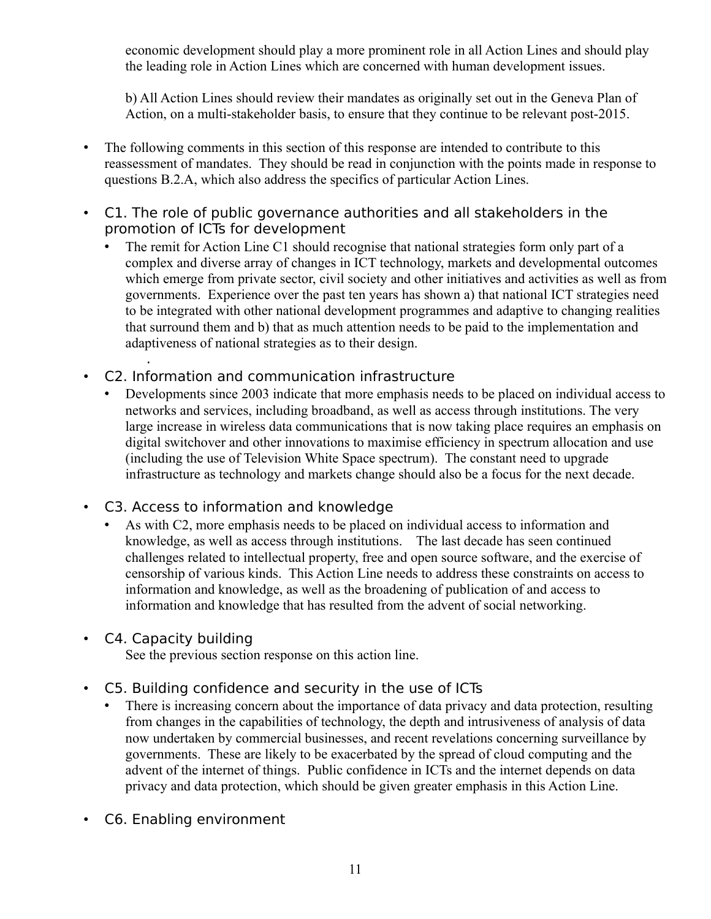economic development should play a more prominent role in all Action Lines and should play the leading role in Action Lines which are concerned with human development issues.

b) All Action Lines should review their mandates as originally set out in the Geneva Plan of Action, on a multi-stakeholder basis, to ensure that they continue to be relevant post-2015.

- The following comments in this section of this response are intended to contribute to this reassessment of mandates. They should be read in conjunction with the points made in response to questions B.2.A, which also address the specifics of particular Action Lines.

- C1. The role of public governance authorities and all stakeholders in the promotion of ICTs for development
  - The remit for Action Line C1 should recognise that national strategies form only part of a complex and diverse array of changes in ICT technology, markets and developmental outcomes which emerge from private sector, civil society and other initiatives and activities as well as from governments. Experience over the past ten years has shown a) that national ICT strategies need to be integrated with other national development programmes and adaptive to changing realities that surround them and b) that as much attention needs to be paid to the implementation and adaptiveness of national strategies as to their design.

- C2. Information and communication infrastructure
  - Developments since 2003 indicate that more emphasis needs to be placed on individual access to networks and services, including broadband, as well as access through institutions. The very large increase in wireless data communications that is now taking place requires an emphasis on digital switchover and other innovations to maximise efficiency in spectrum allocation and use (including the use of Television White Space spectrum). The constant need to upgrade infrastructure as technology and markets change should also be a focus for the next decade.

- C3. Access to information and knowledge
  - As with C2, more emphasis needs to be placed on individual access to information and knowledge, as well as access through institutions. The last decade has seen continued challenges related to intellectual property, free and open source software, and the exercise of censorship of various kinds. This Action Line needs to address these constraints on access to information and knowledge, as well as the broadening of publication of and access to information and knowledge that has resulted from the advent of social networking.

- C4. Capacity building

  See the previous section response on this action line.

- C5. Building confidence and security in the use of ICTs
  - There is increasing concern about the importance of data privacy and data protection, resulting from changes in the capabilities of technology, the depth and intrusiveness of analysis of data now undertaken by commercial businesses, and recent revelations concerning surveillance by governments. These are likely to be exacerbated by the spread of cloud computing and the advent of the internet of things. Public confidence in ICTs and the internet depends on data privacy and data protection, which should be given greater emphasis in this Action Line.

- C6. Enabling environment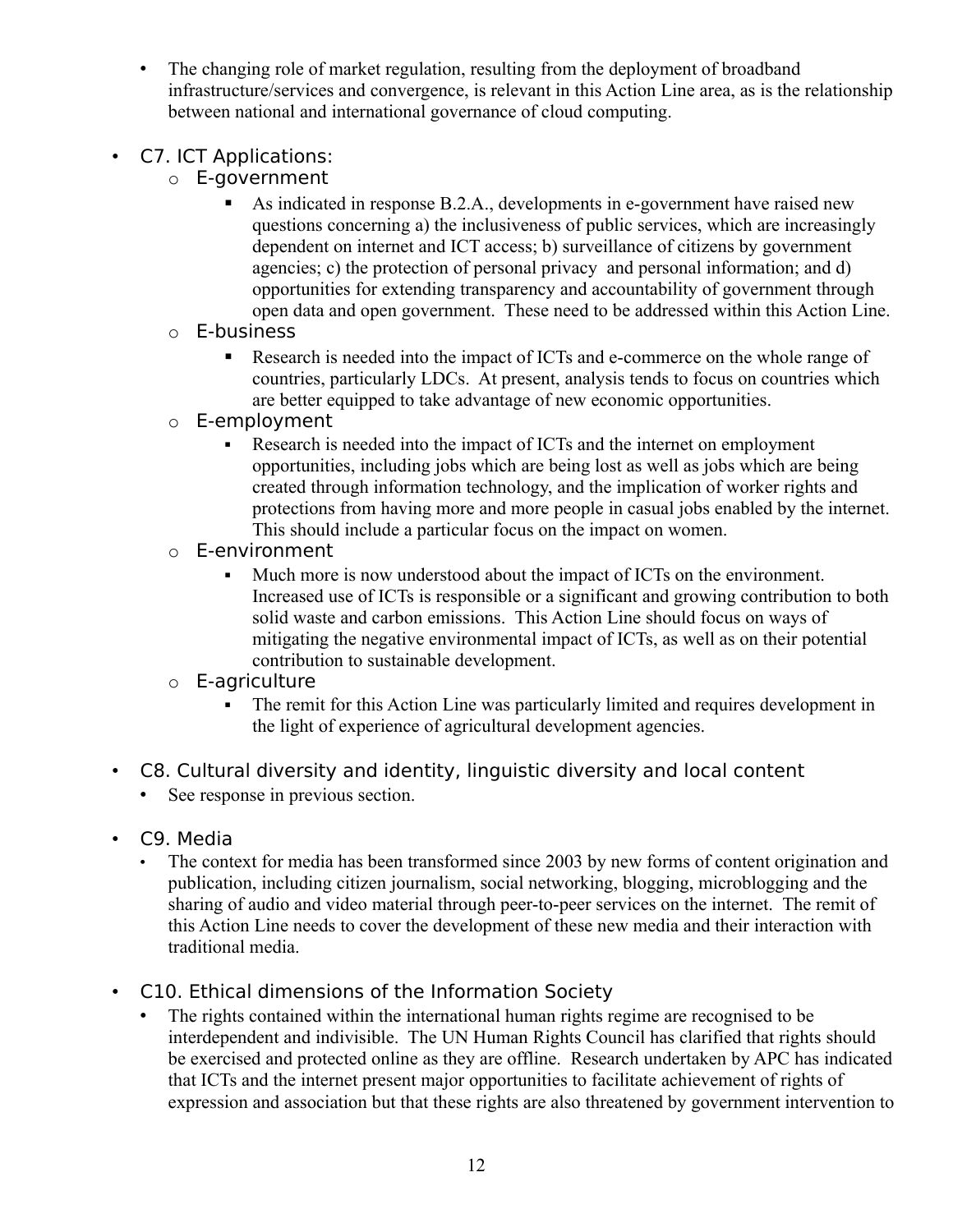- The changing role of market regulation, resulting from the deployment of broadband infrastructure/services and convergence, is relevant in this Action Line area, as is the relationship between national and international governance of cloud computing.

- C7. ICT Applications:
  - E-government
    - As indicated in response B.2.A., developments in e-government have raised new questions concerning a) the inclusiveness of public services, which are increasingly dependent on internet and ICT access; b) surveillance of citizens by government agencies; c) the protection of personal privacy and personal information; and d) opportunities for extending transparency and accountability of government through open data and open government. These need to be addressed within this Action Line.
  - E-business
    - Research is needed into the impact of ICTs and e-commerce on the whole range of countries, particularly LDCs. At present, analysis tends to focus on countries which are better equipped to take advantage of new economic opportunities.
  - E-employment
    - Research is needed into the impact of ICTs and the internet on employment opportunities, including jobs which are being lost as well as jobs which are being created through information technology, and the implication of worker rights and protections from having more and more people in casual jobs enabled by the internet. This should include a particular focus on the impact on women.
  - E-environment
    - Much more is now understood about the impact of ICTs on the environment. Increased use of ICTs is responsible or a significant and growing contribution to both solid waste and carbon emissions. This Action Line should focus on ways of mitigating the negative environmental impact of ICTs, as well as on their potential contribution to sustainable development.
  - E-agriculture
    - The remit for this Action Line was particularly limited and requires development in the light of experience of agricultural development agencies.

- C8. Cultural diversity and identity, linguistic diversity and local content
  - See response in previous section.

- C9. Media
  - The context for media has been transformed since 2003 by new forms of content origination and publication, including citizen journalism, social networking, blogging, microblogging and the sharing of audio and video material through peer-to-peer services on the internet. The remit of this Action Line needs to cover the development of these new media and their interaction with traditional media.

- C10. Ethical dimensions of the Information Society
  - The rights contained within the international human rights regime are recognised to be interdependent and indivisible. The UN Human Rights Council has clarified that rights should be exercised and protected online as they are offline. Research undertaken by APC has indicated that ICTs and the internet present major opportunities to facilitate achievement of rights of expression and association but that these rights are also threatened by government intervention to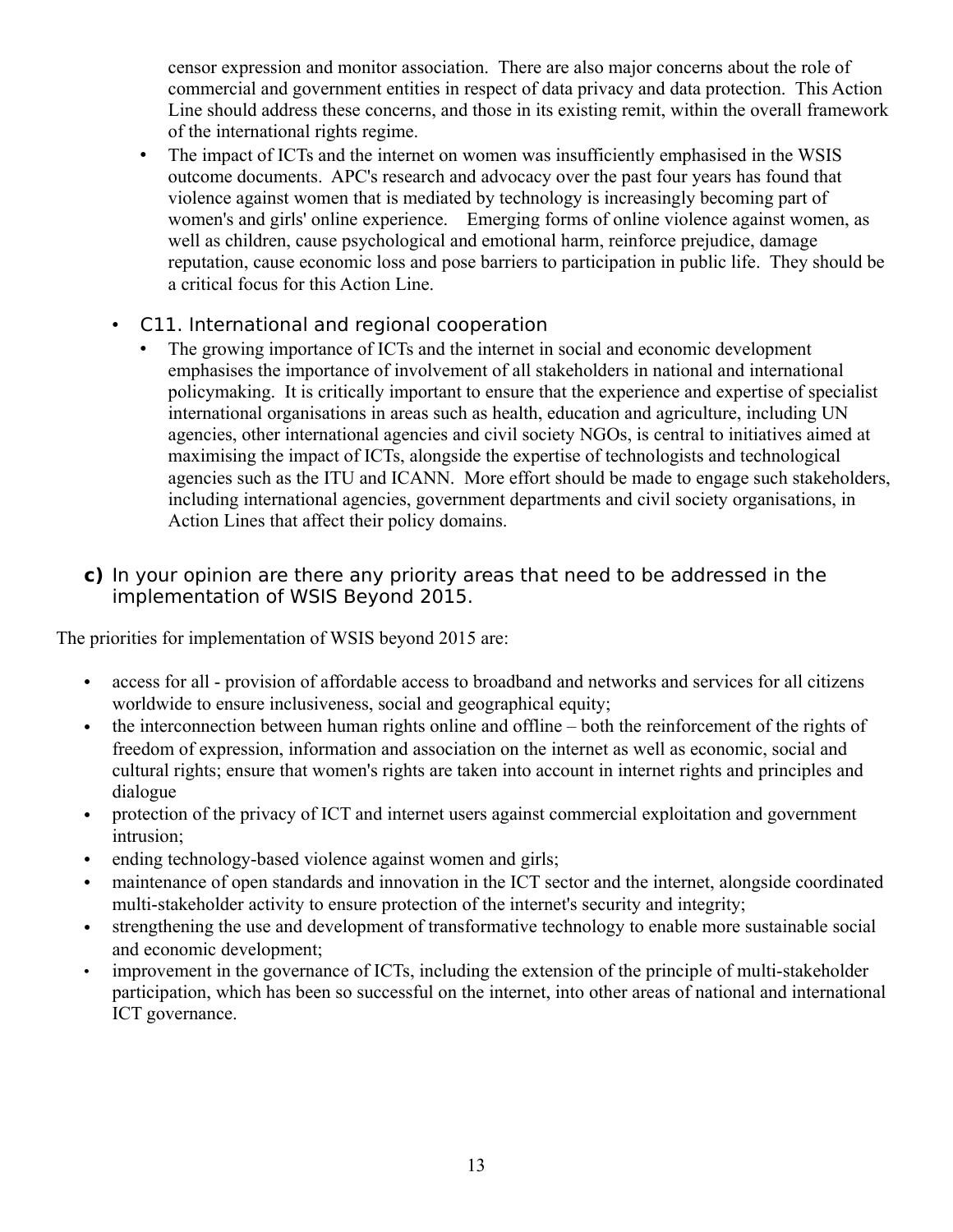censor expression and monitor association. There are also major concerns about the role of commercial and government entities in respect of data privacy and data protection. This Action Line should address these concerns, and those in its existing remit, within the overall framework of the international rights regime.

- The impact of ICTs and the internet on women was insufficiently emphasised in the WSIS outcome documents. APC's research and advocacy over the past four years has found that violence against women that is mediated by technology is increasingly becoming part of women's and girls' online experience. Emerging forms of online violence against women, as well as children, cause psychological and emotional harm, reinforce prejudice, damage reputation, cause economic loss and pose barriers to participation in public life. They should be a critical focus for this Action Line.

- C11. International and regional cooperation
  - The growing importance of ICTs and the internet in social and economic development emphasises the importance of involvement of all stakeholders in national and international policymaking. It is critically important to ensure that the experience and expertise of specialist international organisations in areas such as health, education and agriculture, including UN agencies, other international agencies and civil society NGOs, is central to initiatives aimed at maximising the impact of ICTs, alongside the expertise of technologists and technological agencies such as the ITU and ICANN. More effort should be made to engage such stakeholders, including international agencies, government departments and civil society organisations, in Action Lines that affect their policy domains.

**c)** In your opinion are there any priority areas that need to be addressed in the implementation of WSIS Beyond 2015.

The priorities for implementation of WSIS beyond 2015 are:

- access for all - provision of affordable access to broadband and networks and services for all citizens worldwide to ensure inclusiveness, social and geographical equity;
- the interconnection between human rights online and offline – both the reinforcement of the rights of freedom of expression, information and association on the internet as well as economic, social and cultural rights; ensure that women's rights are taken into account in internet rights and principles and dialogue
- protection of the privacy of ICT and internet users against commercial exploitation and government intrusion;
- ending technology-based violence against women and girls;
- maintenance of open standards and innovation in the ICT sector and the internet, alongside coordinated multi-stakeholder activity to ensure protection of the internet's security and integrity;
- strengthening the use and development of transformative technology to enable more sustainable social and economic development;
- improvement in the governance of ICTs, including the extension of the principle of multi-stakeholder participation, which has been so successful on the internet, into other areas of national and international ICT governance.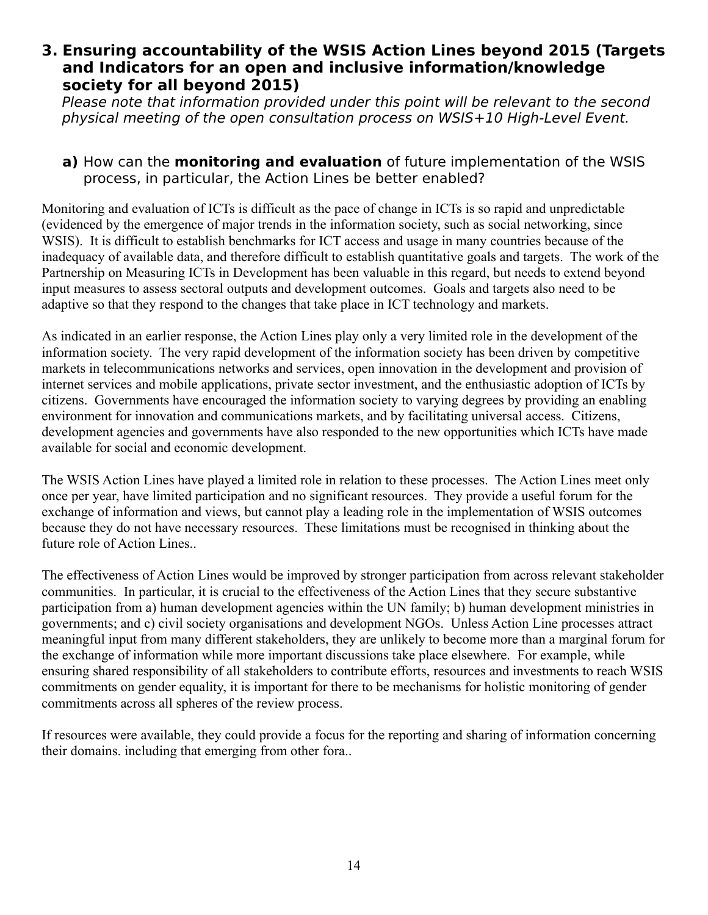## 3. Ensuring accountability of the WSIS Action Lines beyond 2015 (Targets and Indicators for an open and inclusive information/knowledge society for all beyond 2015)

*Please note that information provided under this point will be relevant to the second physical meeting of the open consultation process on WSIS+10 High-Level Event.*

### **a)** How can the **monitoring and evaluation** of future implementation of the WSIS process, in particular, the Action Lines be better enabled?

Monitoring and evaluation of ICTs is difficult as the pace of change in ICTs is so rapid and unpredictable (evidenced by the emergence of major trends in the information society, such as social networking, since WSIS). It is difficult to establish benchmarks for ICT access and usage in many countries because of the inadequacy of available data, and therefore difficult to establish quantitative goals and targets. The work of the Partnership on Measuring ICTs in Development has been valuable in this regard, but needs to extend beyond input measures to assess sectoral outputs and development outcomes. Goals and targets also need to be adaptive so that they respond to the changes that take place in ICT technology and markets.

As indicated in an earlier response, the Action Lines play only a very limited role in the development of the information society. The very rapid development of the information society has been driven by competitive markets in telecommunications networks and services, open innovation in the development and provision of internet services and mobile applications, private sector investment, and the enthusiastic adoption of ICTs by citizens. Governments have encouraged the information society to varying degrees by providing an enabling environment for innovation and communications markets, and by facilitating universal access. Citizens, development agencies and governments have also responded to the new opportunities which ICTs have made available for social and economic development.

The WSIS Action Lines have played a limited role in relation to these processes. The Action Lines meet only once per year, have limited participation and no significant resources. They provide a useful forum for the exchange of information and views, but cannot play a leading role in the implementation of WSIS outcomes because they do not have necessary resources. These limitations must be recognised in thinking about the future role of Action Lines..

The effectiveness of Action Lines would be improved by stronger participation from across relevant stakeholder communities. In particular, it is crucial to the effectiveness of the Action Lines that they secure substantive participation from a) human development agencies within the UN family; b) human development ministries in governments; and c) civil society organisations and development NGOs. Unless Action Line processes attract meaningful input from many different stakeholders, they are unlikely to become more than a marginal forum for the exchange of information while more important discussions take place elsewhere. For example, while ensuring shared responsibility of all stakeholders to contribute efforts, resources and investments to reach WSIS commitments on gender equality, it is important for there to be mechanisms for holistic monitoring of gender commitments across all spheres of the review process.

If resources were available, they could provide a focus for the reporting and sharing of information concerning their domains. including that emerging from other fora..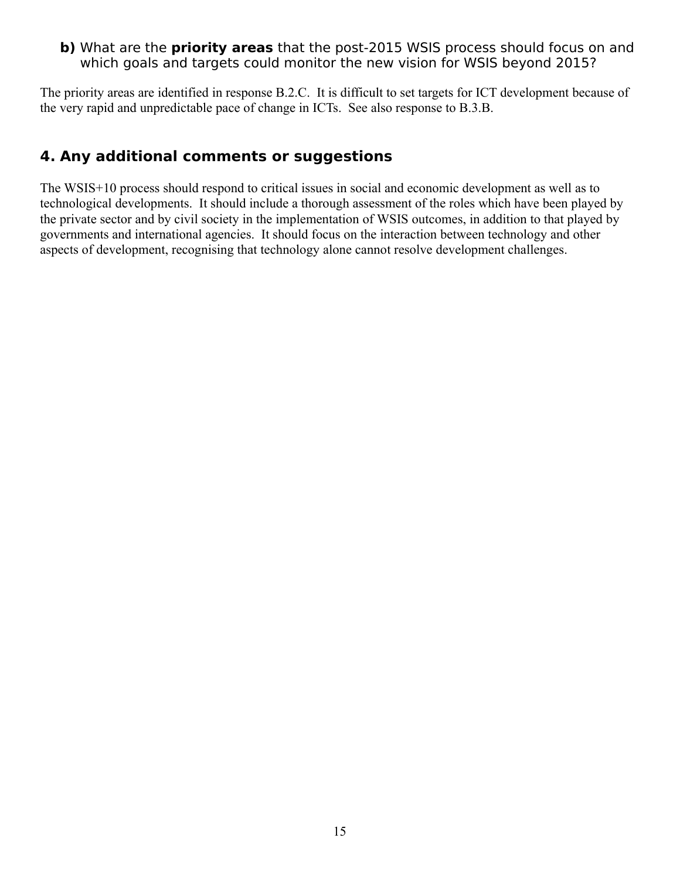**b)** What are the **priority areas** that the post-2015 WSIS process should focus on and which goals and targets could monitor the new vision for WSIS beyond 2015?

The priority areas are identified in response B.2.C. It is difficult to set targets for ICT development because of the very rapid and unpredictable pace of change in ICTs. See also response to B.3.B.

## 4. Any additional comments or suggestions

The WSIS+10 process should respond to critical issues in social and economic development as well as to technological developments. It should include a thorough assessment of the roles which have been played by the private sector and by civil society in the implementation of WSIS outcomes, in addition to that played by governments and international agencies. It should focus on the interaction between technology and other aspects of development, recognising that technology alone cannot resolve development challenges.